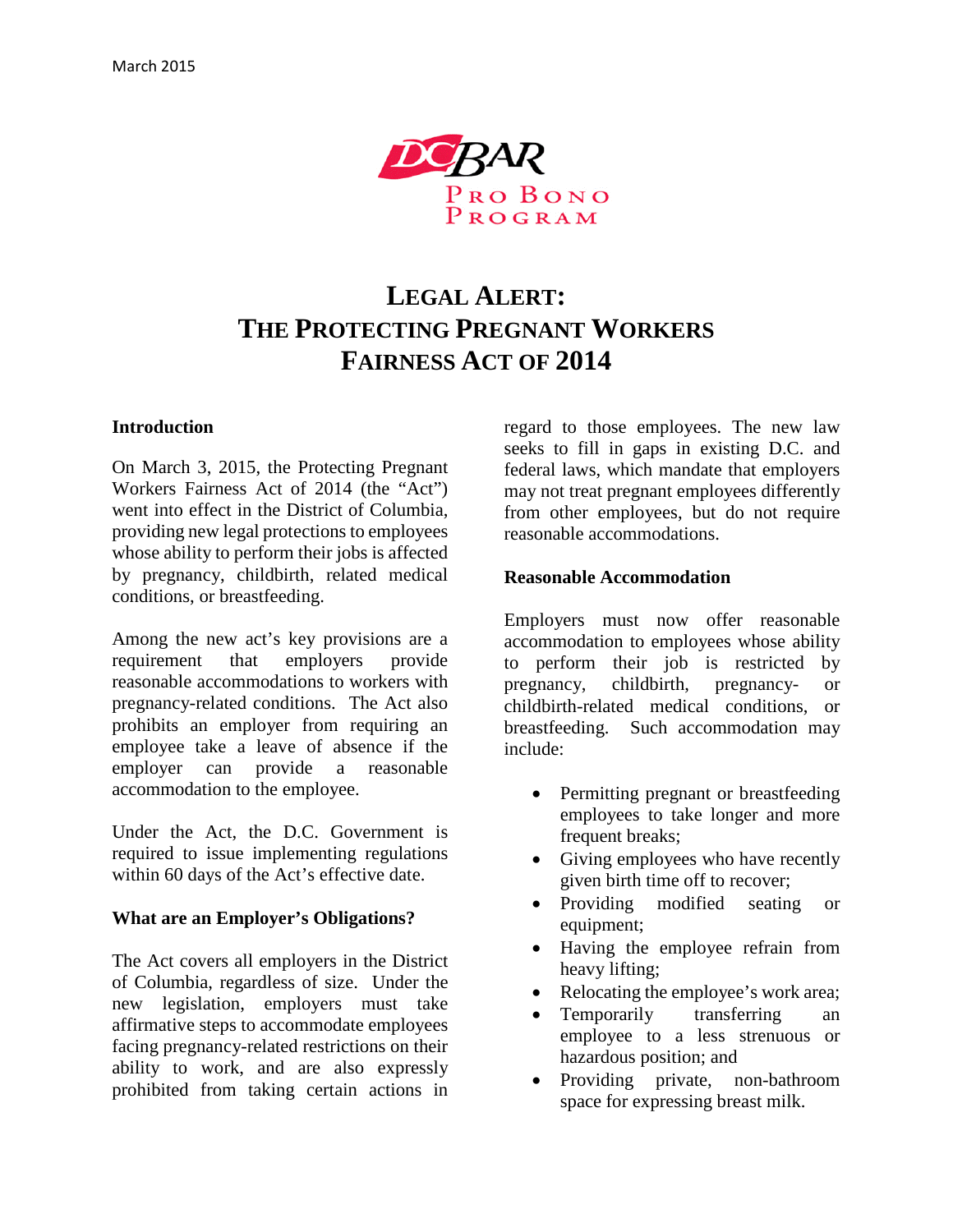March 2015

DC BAR
PRO BONO PROGRAM

# LEGAL ALERT: THE PROTECTING PREGNANT WORKERS FAIRNESS ACT OF 2014

**Introduction**

On March 3, 2015, the Protecting Pregnant Workers Fairness Act of 2014 (the "Act") went into effect in the District of Columbia, providing new legal protections to employees whose ability to perform their jobs is affected by pregnancy, childbirth, related medical conditions, or breastfeeding.

Among the new act's key provisions are a requirement that employers provide reasonable accommodations to workers with pregnancy-related conditions. The Act also prohibits an employer from requiring an employee take a leave of absence if the employer can provide a reasonable accommodation to the employee.

Under the Act, the D.C. Government is required to issue implementing regulations within 60 days of the Act's effective date.

**What are an Employer's Obligations?**

The Act covers all employers in the District of Columbia, regardless of size. Under the new legislation, employers must take affirmative steps to accommodate employees facing pregnancy-related restrictions on their ability to work, and are also expressly prohibited from taking certain actions in regard to those employees. The new law seeks to fill in gaps in existing D.C. and federal laws, which mandate that employers may not treat pregnant employees differently from other employees, but do not require reasonable accommodations.

**Reasonable Accommodation**

Employers must now offer reasonable accommodation to employees whose ability to perform their job is restricted by pregnancy, childbirth, pregnancy- or childbirth-related medical conditions, or breastfeeding. Such accommodation may include:

- Permitting pregnant or breastfeeding employees to take longer and more frequent breaks;
- Giving employees who have recently given birth time off to recover;
- Providing modified seating or equipment;
- Having the employee refrain from heavy lifting;
- Relocating the employee's work area;
- Temporarily transferring an employee to a less strenuous or hazardous position; and
- Providing private, non-bathroom space for expressing breast milk.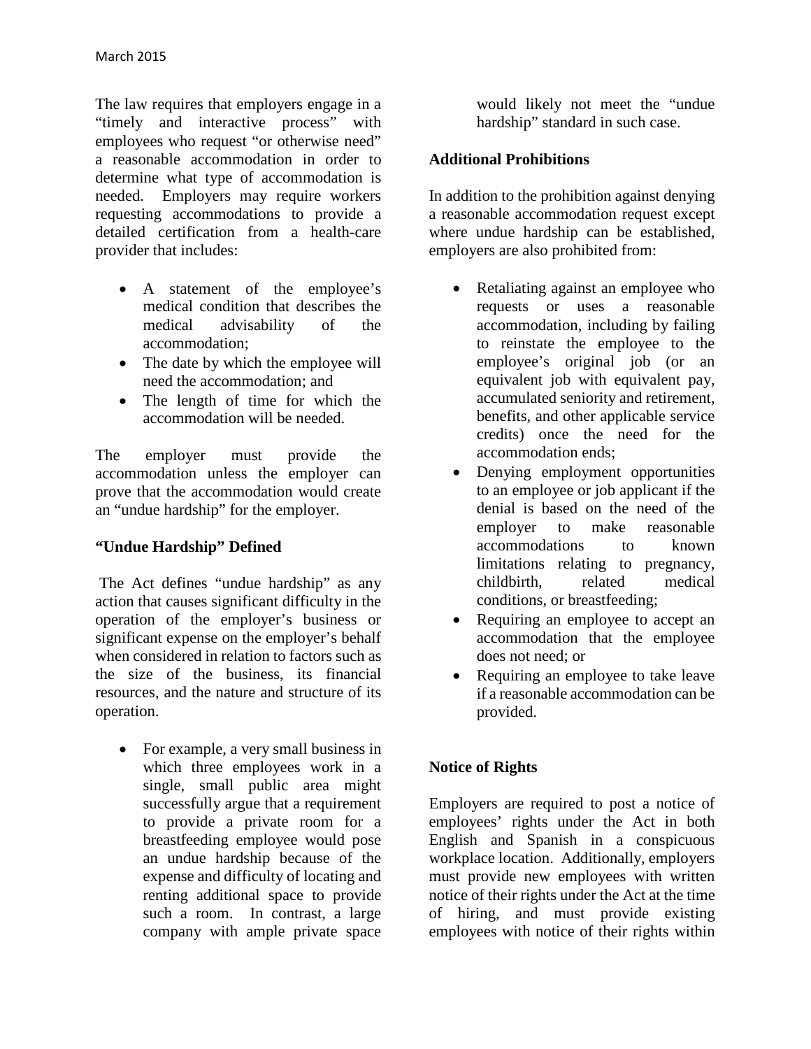The law requires that employers engage in a "timely and interactive process" with employees who request "or otherwise need" a reasonable accommodation in order to determine what type of accommodation is needed. Employers may require workers requesting accommodations to provide a detailed certification from a health-care provider that includes:

- A statement of the employee's medical condition that describes the medical advisability of the accommodation;
- The date by which the employee will need the accommodation; and
- The length of time for which the accommodation will be needed.

The employer must provide the accommodation unless the employer can prove that the accommodation would create an "undue hardship" for the employer.

**"Undue Hardship" Defined**

The Act defines "undue hardship" as any action that causes significant difficulty in the operation of the employer's business or significant expense on the employer's behalf when considered in relation to factors such as the size of the business, its financial resources, and the nature and structure of its operation.

- For example, a very small business in which three employees work in a single, small public area might successfully argue that a requirement to provide a private room for a breastfeeding employee would pose an undue hardship because of the expense and difficulty of locating and renting additional space to provide such a room. In contrast, a large company with ample private space would likely not meet the "undue hardship" standard in such case.

**Additional Prohibitions**

In addition to the prohibition against denying a reasonable accommodation request except where undue hardship can be established, employers are also prohibited from:

- Retaliating against an employee who requests or uses a reasonable accommodation, including by failing to reinstate the employee to the employee's original job (or an equivalent job with equivalent pay, accumulated seniority and retirement, benefits, and other applicable service credits) once the need for the accommodation ends;
- Denying employment opportunities to an employee or job applicant if the denial is based on the need of the employer to make reasonable accommodations to known limitations relating to pregnancy, childbirth, related medical conditions, or breastfeeding;
- Requiring an employee to accept an accommodation that the employee does not need; or
- Requiring an employee to take leave if a reasonable accommodation can be provided.

**Notice of Rights**

Employers are required to post a notice of employees' rights under the Act in both English and Spanish in a conspicuous workplace location. Additionally, employers must provide new employees with written notice of their rights under the Act at the time of hiring, and must provide existing employees with notice of their rights within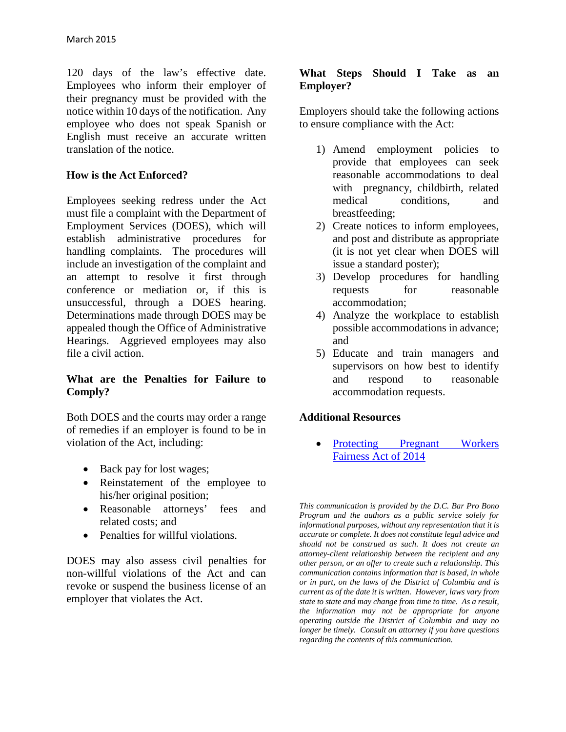120 days of the law's effective date. Employees who inform their employer of their pregnancy must be provided with the notice within 10 days of the notification. Any employee who does not speak Spanish or English must receive an accurate written translation of the notice.

**How is the Act Enforced?**

Employees seeking redress under the Act must file a complaint with the Department of Employment Services (DOES), which will establish administrative procedures for handling complaints. The procedures will include an investigation of the complaint and an attempt to resolve it first through conference or mediation or, if this is unsuccessful, through a DOES hearing. Determinations made through DOES may be appealed though the Office of Administrative Hearings. Aggrieved employees may also file a civil action.

**What are the Penalties for Failure to Comply?**

Both DOES and the courts may order a range of remedies if an employer is found to be in violation of the Act, including:

- Back pay for lost wages;
- Reinstatement of the employee to his/her original position;
- Reasonable attorneys' fees and related costs; and
- Penalties for willful violations.

DOES may also assess civil penalties for non-willful violations of the Act and can revoke or suspend the business license of an employer that violates the Act.

**What Steps Should I Take as an Employer?**

Employers should take the following actions to ensure compliance with the Act:

1) Amend employment policies to provide that employees can seek reasonable accommodations to deal with pregnancy, childbirth, related medical conditions, and breastfeeding;
2) Create notices to inform employees, and post and distribute as appropriate (it is not yet clear when DOES will issue a standard poster);
3) Develop procedures for handling requests for reasonable accommodation;
4) Analyze the workplace to establish possible accommodations in advance; and
5) Educate and train managers and supervisors on how best to identify and respond to reasonable accommodation requests.

**Additional Resources**

- Protecting Pregnant Workers Fairness Act of 2014

*This communication is provided by the D.C. Bar Pro Bono Program and the authors as a public service solely for informational purposes, without any representation that it is accurate or complete. It does not constitute legal advice and should not be construed as such. It does not create an attorney-client relationship between the recipient and any other person, or an offer to create such a relationship. This communication contains information that is based, in whole or in part, on the laws of the District of Columbia and is current as of the date it is written. However, laws vary from state to state and may change from time to time. As a result, the information may not be appropriate for anyone operating outside the District of Columbia and may no longer be timely. Consult an attorney if you have questions regarding the contents of this communication.*